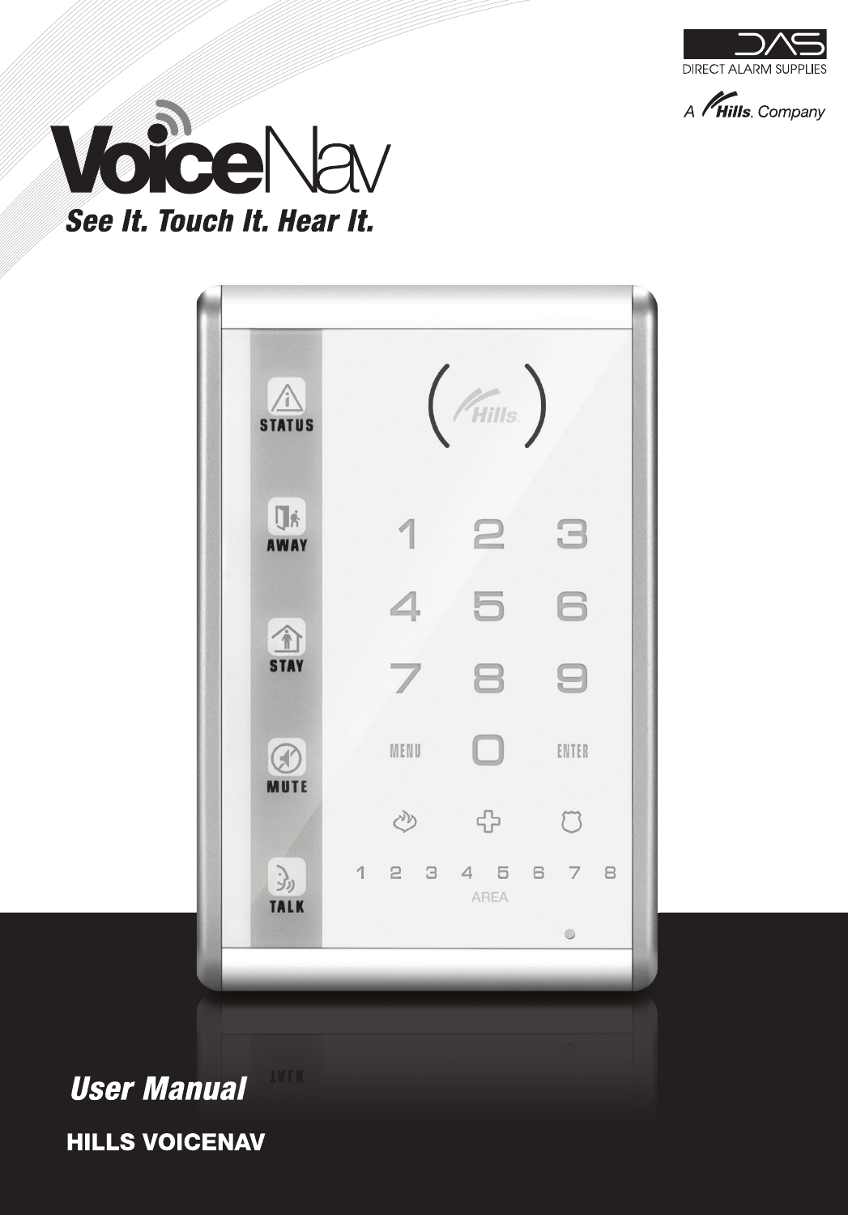DIRECT ALARM SUPPLIES

A Hills. Company

# VoiceNav

*See It. Touch It. Hear It.*

## *User Manual*

**HILLS VOICENAV**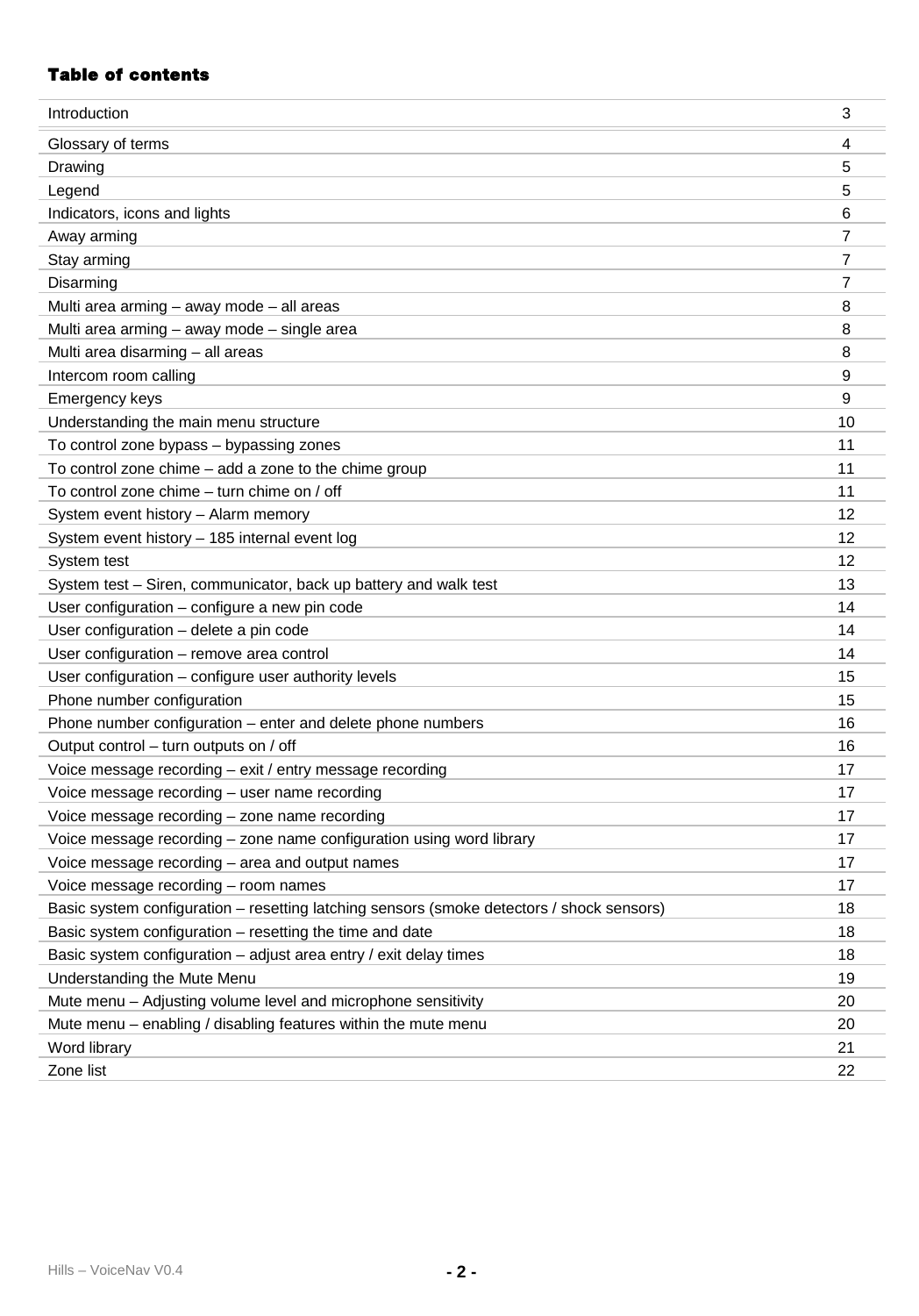## Table of contents

| | |
|---|---|
| Introduction | 3 |
| Glossary of terms | 4 |
| Drawing | 5 |
| Legend | 5 |
| Indicators, icons and lights | 6 |
| Away arming | 7 |
| Stay arming | 7 |
| Disarming | 7 |
| Multi area arming – away mode – all areas | 8 |
| Multi area arming – away mode – single area | 8 |
| Multi area disarming – all areas | 8 |
| Intercom room calling | 9 |
| Emergency keys | 9 |
| Understanding the main menu structure | 10 |
| To control zone bypass – bypassing zones | 11 |
| To control zone chime – add a zone to the chime group | 11 |
| To control zone chime – turn chime on / off | 11 |
| System event history – Alarm memory | 12 |
| System event history – 185 internal event log | 12 |
| System test | 12 |
| System test – Siren, communicator, back up battery and walk test | 13 |
| User configuration – configure a new pin code | 14 |
| User configuration – delete a pin code | 14 |
| User configuration – remove area control | 14 |
| User configuration – configure user authority levels | 15 |
| Phone number configuration | 15 |
| Phone number configuration – enter and delete phone numbers | 16 |
| Output control – turn outputs on / off | 16 |
| Voice message recording – exit / entry message recording | 17 |
| Voice message recording – user name recording | 17 |
| Voice message recording – zone name recording | 17 |
| Voice message recording – zone name configuration using word library | 17 |
| Voice message recording – area and output names | 17 |
| Voice message recording – room names | 17 |
| Basic system configuration – resetting latching sensors (smoke detectors / shock sensors) | 18 |
| Basic system configuration – resetting the time and date | 18 |
| Basic system configuration – adjust area entry / exit delay times | 18 |
| Understanding the Mute Menu | 19 |
| Mute menu – Adjusting volume level and microphone sensitivity | 20 |
| Mute menu – enabling / disabling features within the mute menu | 20 |
| Word library | 21 |
| Zone list | 22 |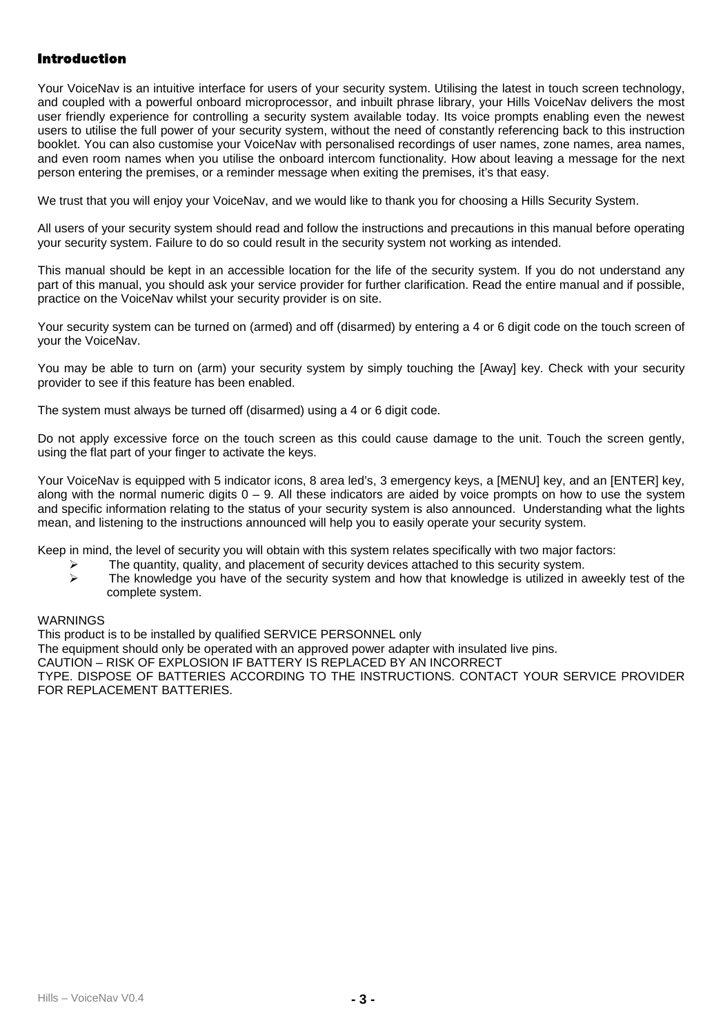## Introduction

Your VoiceNav is an intuitive interface for users of your security system. Utilising the latest in touch screen technology, and coupled with a powerful onboard microprocessor, and inbuilt phrase library, your Hills VoiceNav delivers the most user friendly experience for controlling a security system available today. Its voice prompts enabling even the newest users to utilise the full power of your security system, without the need of constantly referencing back to this instruction booklet. You can also customise your VoiceNav with personalised recordings of user names, zone names, area names, and even room names when you utilise the onboard intercom functionality. How about leaving a message for the next person entering the premises, or a reminder message when exiting the premises, it's that easy.

We trust that you will enjoy your VoiceNav, and we would like to thank you for choosing a Hills Security System.

All users of your security system should read and follow the instructions and precautions in this manual before operating your security system. Failure to do so could result in the security system not working as intended.

This manual should be kept in an accessible location for the life of the security system. If you do not understand any part of this manual, you should ask your service provider for further clarification. Read the entire manual and if possible, practice on the VoiceNav whilst your security provider is on site.

Your security system can be turned on (armed) and off (disarmed) by entering a 4 or 6 digit code on the touch screen of your the VoiceNav.

You may be able to turn on (arm) your security system by simply touching the [Away] key. Check with your security provider to see if this feature has been enabled.

The system must always be turned off (disarmed) using a 4 or 6 digit code.

Do not apply excessive force on the touch screen as this could cause damage to the unit. Touch the screen gently, using the flat part of your finger to activate the keys.

Your VoiceNav is equipped with 5 indicator icons, 8 area led's, 3 emergency keys, a [MENU] key, and an [ENTER] key, along with the normal numeric digits 0 – 9. All these indicators are aided by voice prompts on how to use the system and specific information relating to the status of your security system is also announced. Understanding what the lights mean, and listening to the instructions announced will help you to easily operate your security system.

Keep in mind, the level of security you will obtain with this system relates specifically with two major factors:

- The quantity, quality, and placement of security devices attached to this security system.
- The knowledge you have of the security system and how that knowledge is utilized in aweekly test of the complete system.

WARNINGS
This product is to be installed by qualified SERVICE PERSONNEL only
The equipment should only be operated with an approved power adapter with insulated live pins.
CAUTION – RISK OF EXPLOSION IF BATTERY IS REPLACED BY AN INCORRECT
TYPE. DISPOSE OF BATTERIES ACCORDING TO THE INSTRUCTIONS. CONTACT YOUR SERVICE PROVIDER FOR REPLACEMENT BATTERIES.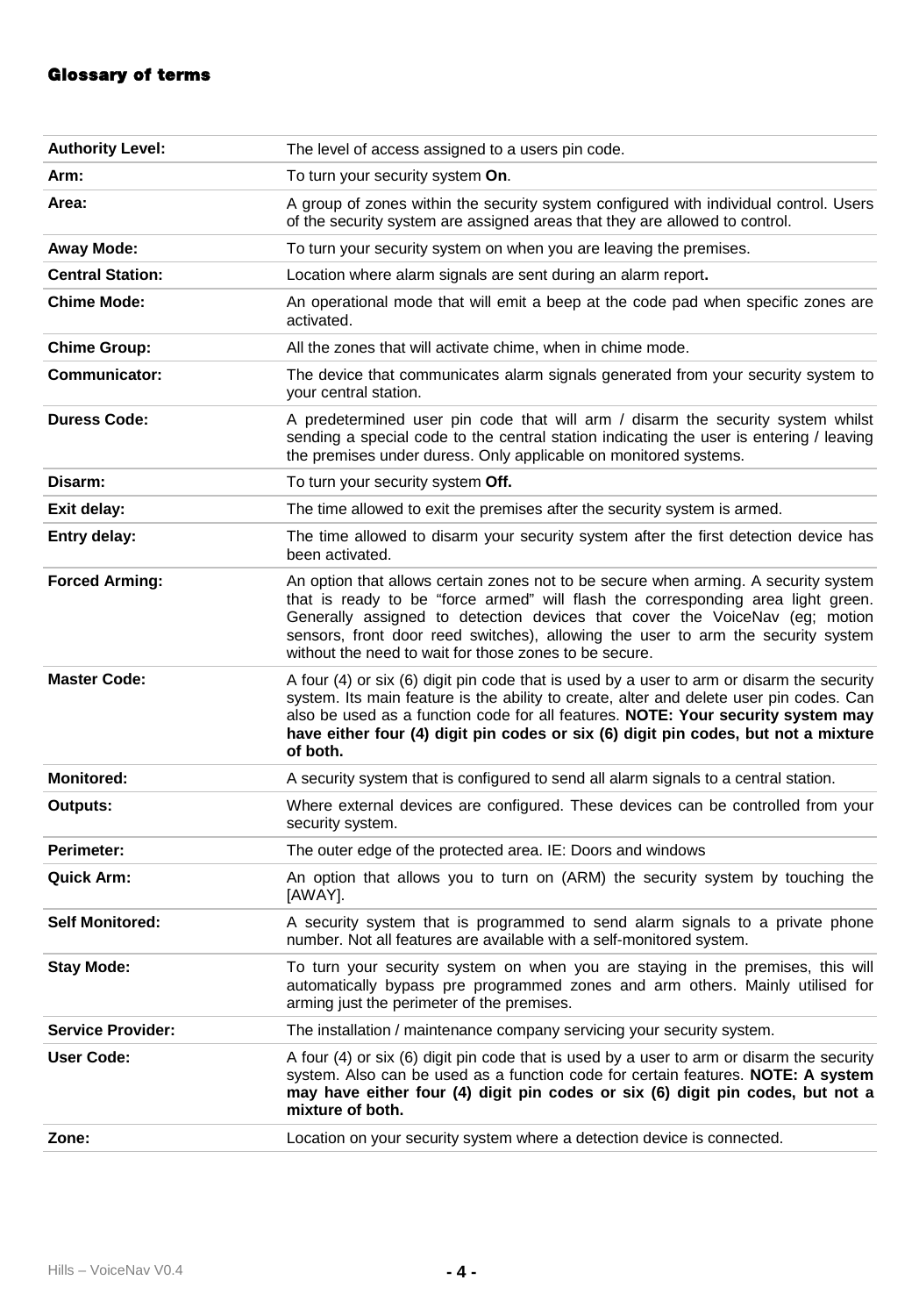# Glossary of terms

| | |
|---|---|
| **Authority Level:** | The level of access assigned to a users pin code. |
| **Arm:** | To turn your security system **On**. |
| **Area:** | A group of zones within the security system configured with individual control. Users of the security system are assigned areas that they are allowed to control. |
| **Away Mode:** | To turn your security system on when you are leaving the premises. |
| **Central Station:** | Location where alarm signals are sent during an alarm report**.** |
| **Chime Mode:** | An operational mode that will emit a beep at the code pad when specific zones are activated. |
| **Chime Group:** | All the zones that will activate chime, when in chime mode. |
| **Communicator:** | The device that communicates alarm signals generated from your security system to your central station. |
| **Duress Code:** | A predetermined user pin code that will arm / disarm the security system whilst sending a special code to the central station indicating the user is entering / leaving the premises under duress. Only applicable on monitored systems. |
| **Disarm:** | To turn your security system **Off.** |
| **Exit delay:** | The time allowed to exit the premises after the security system is armed. |
| **Entry delay:** | The time allowed to disarm your security system after the first detection device has been activated. |
| **Forced Arming:** | An option that allows certain zones not to be secure when arming. A security system that is ready to be "force armed" will flash the corresponding area light green. Generally assigned to detection devices that cover the VoiceNav (eg; motion sensors, front door reed switches), allowing the user to arm the security system without the need to wait for those zones to be secure. |
| **Master Code:** | A four (4) or six (6) digit pin code that is used by a user to arm or disarm the security system. Its main feature is the ability to create, alter and delete user pin codes. Can also be used as a function code for all features. **NOTE: Your security system may have either four (4) digit pin codes or six (6) digit pin codes, but not a mixture of both.** |
| **Monitored:** | A security system that is configured to send all alarm signals to a central station. |
| **Outputs:** | Where external devices are configured. These devices can be controlled from your security system. |
| **Perimeter:** | The outer edge of the protected area. IE: Doors and windows |
| **Quick Arm:** | An option that allows you to turn on (ARM) the security system by touching the [AWAY]. |
| **Self Monitored:** | A security system that is programmed to send alarm signals to a private phone number. Not all features are available with a self-monitored system. |
| **Stay Mode:** | To turn your security system on when you are staying in the premises, this will automatically bypass pre programmed zones and arm others. Mainly utilised for arming just the perimeter of the premises. |
| **Service Provider:** | The installation / maintenance company servicing your security system. |
| **User Code:** | A four (4) or six (6) digit pin code that is used by a user to arm or disarm the security system. Also can be used as a function code for certain features. **NOTE: A system may have either four (4) digit pin codes or six (6) digit pin codes, but not a mixture of both.** |
| **Zone:** | Location on your security system where a detection device is connected. |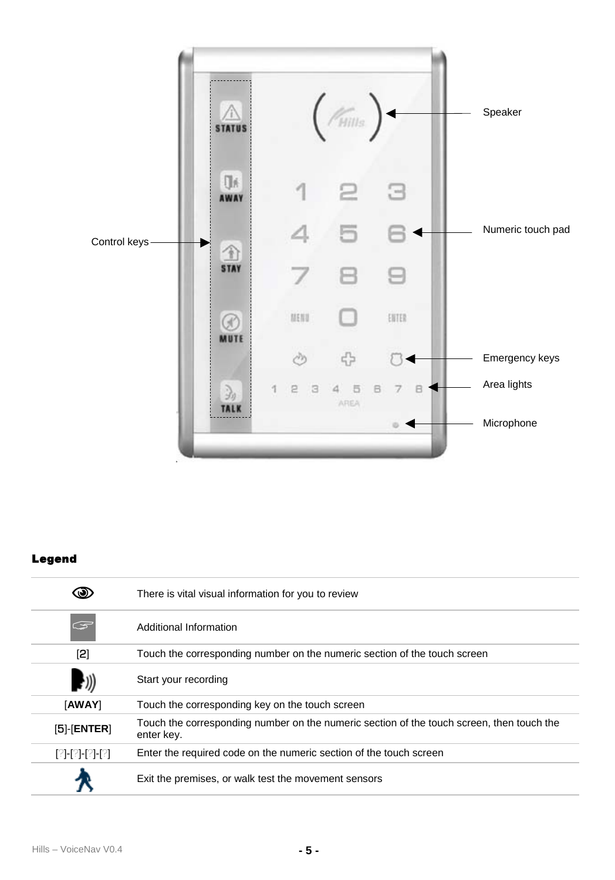Speaker

Control keys

Numeric touch pad

Emergency keys

Area lights

Microphone

**Legend**

| | |
|---|---|
| 👁 | There is vital visual information for you to review |
| ☞ | Additional Information |
| [2] | Touch the corresponding number on the numeric section of the touch screen |
| 🗣 | Start your recording |
| [**AWAY**] | Touch the corresponding key on the touch screen |
| [5]-[**ENTER**] | Touch the corresponding number on the numeric section of the touch screen, then touch the enter key. |
| [?]-[?]-[?]-[?] | Enter the required code on the numeric section of the touch screen |
| 🚶 | Exit the premises, or walk test the movement sensors |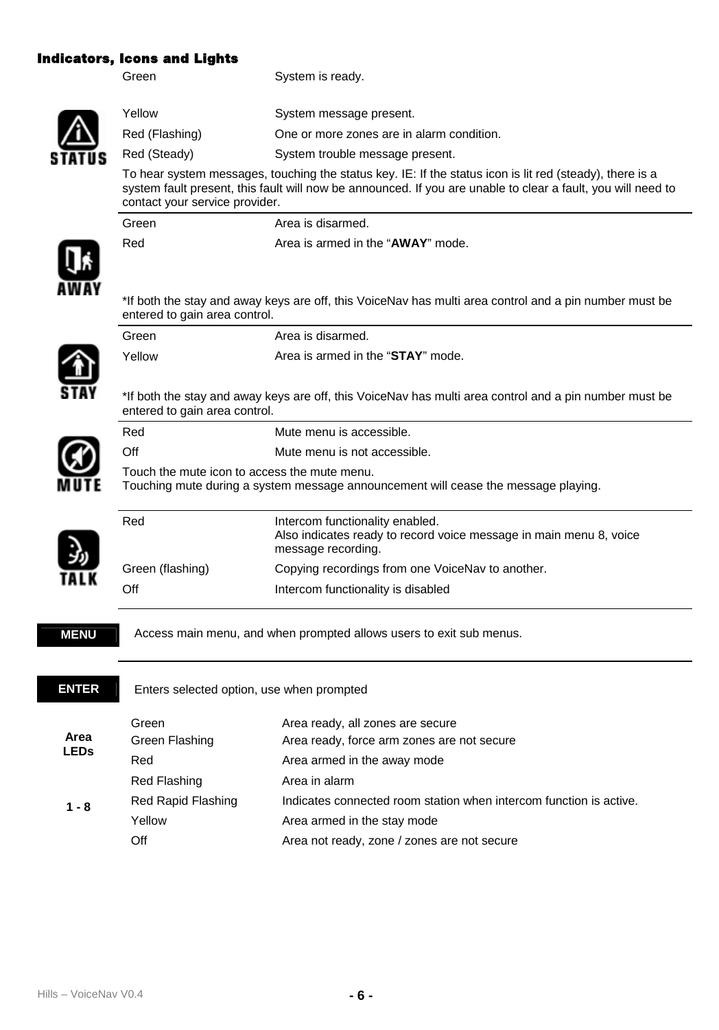## Indicators, Icons and Lights

**STATUS**

| | |
|---|---|
| Green | System is ready. |
| Yellow | System message present. |
| Red (Flashing) | One or more zones are in alarm condition. |
| Red (Steady) | System trouble message present. |

To hear system messages, touching the status key. IE: If the status icon is lit red (steady), there is a system fault present, this fault will now be announced. If you are unable to clear a fault, you will need to contact your service provider.

**AWAY**

| | |
|---|---|
| Green | Area is disarmed. |
| Red | Area is armed in the "**AWAY**" mode. |

*If both the stay and away keys are off, this VoiceNav has multi area control and a pin number must be entered to gain area control.

**STAY**

| | |
|---|---|
| Green | Area is disarmed. |
| Yellow | Area is armed in the "**STAY**" mode. |

*If both the stay and away keys are off, this VoiceNav has multi area control and a pin number must be entered to gain area control.

**MUTE**

| | |
|---|---|
| Red | Mute menu is accessible. |
| Off | Mute menu is not accessible. |

Touch the mute icon to access the mute menu.
Touching mute during a system message announcement will cease the message playing.

**TALK**

| | |
|---|---|
| Red | Intercom functionality enabled. Also indicates ready to record voice message in main menu 8, voice message recording. |
| Green (flashing) | Copying recordings from one VoiceNav to another. |
| Off | Intercom functionality is disabled |

**MENU** Access main menu, and when prompted allows users to exit sub menus.

**ENTER** Enters selected option, use when prompted

**Area LEDs 1 - 8**

| | |
|---|---|
| Green | Area ready, all zones are secure |
| Green Flashing | Area ready, force arm zones are not secure |
| Red | Area armed in the away mode |
| Red Flashing | Area in alarm |
| Red Rapid Flashing | Indicates connected room station when intercom function is active. |
| Yellow | Area armed in the stay mode |
| Off | Area not ready, zone / zones are not secure |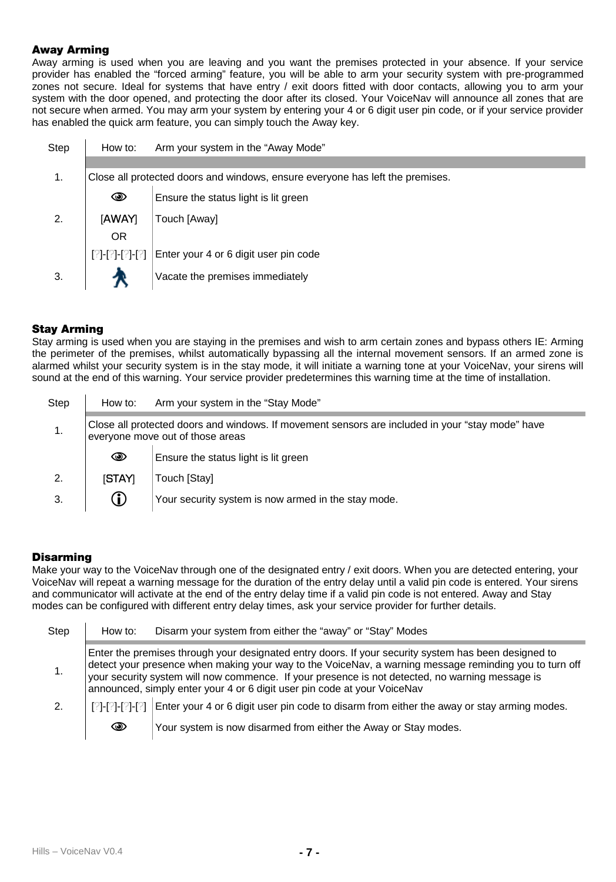## Away Arming

Away arming is used when you are leaving and you want the premises protected in your absence. If your service provider has enabled the "forced arming" feature, you will be able to arm your security system with pre-programmed zones not secure. Ideal for systems that have entry / exit doors fitted with door contacts, allowing you to arm your system with the door opened, and protecting the door after its closed. Your VoiceNav will announce all zones that are not secure when armed. You may arm your system by entering your 4 or 6 digit user pin code, or if your service provider has enabled the quick arm feature, you can simply touch the Away key.

| Step | How to: | Arm your system in the "Away Mode" |
|---|---|---|
| 1. | Close all protected doors and windows, ensure everyone has left the premises. | |
| | 👁 | Ensure the status light is lit green |
| 2. | [AWAY] | Touch [Away] |
| | OR | |
| | [?]-[?]-[?]-[?] | Enter your 4 or 6 digit user pin code |
| 3. | 🚶 | Vacate the premises immediately |

## Stay Arming

Stay arming is used when you are staying in the premises and wish to arm certain zones and bypass others IE: Arming the perimeter of the premises, whilst automatically bypassing all the internal movement sensors. If an armed zone is alarmed whilst your security system is in the stay mode, it will initiate a warning tone at your VoiceNav, your sirens will sound at the end of this warning. Your service provider predetermines this warning time at the time of installation.

| Step | How to: | Arm your system in the "Stay Mode" |
|---|---|---|
| 1. | Close all protected doors and windows. If movement sensors are included in your "stay mode" have everyone move out of those areas | |
| | 👁 | Ensure the status light is lit green |
| 2. | [STAY] | Touch [Stay] |
| 3. | ⓘ | Your security system is now armed in the stay mode. |

## Disarming

Make your way to the VoiceNav through one of the designated entry / exit doors. When you are detected entering, your VoiceNav will repeat a warning message for the duration of the entry delay until a valid pin code is entered. Your sirens and communicator will activate at the end of the entry delay time if a valid pin code is not entered. Away and Stay modes can be configured with different entry delay times, ask your service provider for further details.

| Step | How to: | Disarm your system from either the "away" or "Stay" Modes |
|---|---|---|
| 1. | Enter the premises through your designated entry doors. If your security system has been designed to detect your presence when making your way to the VoiceNav, a warning message reminding you to turn off your security system will now commence. If your presence is not detected, no warning message is announced, simply enter your 4 or 6 digit user pin code at your VoiceNav | |
| 2. | [?]-[?]-[?]-[?] | Enter your 4 or 6 digit user pin code to disarm from either the away or stay arming modes. |
| | 👁 | Your system is now disarmed from either the Away or Stay modes. |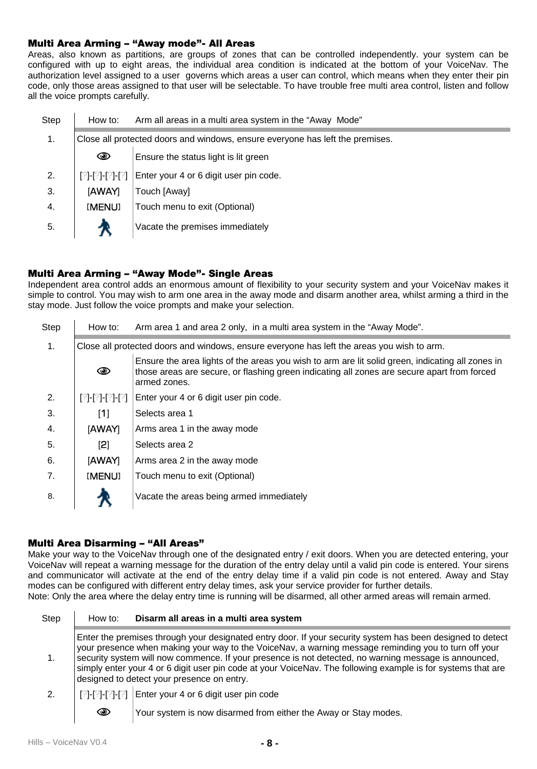## Multi Area Arming – "Away mode"- All Areas

Areas, also known as partitions, are groups of zones that can be controlled independently. your system can be configured with up to eight areas, the individual area condition is indicated at the bottom of your VoiceNav. The authorization level assigned to a user governs which areas a user can control, which means when they enter their pin code, only those areas assigned to that user will be selectable. To have trouble free multi area control, listen and follow all the voice prompts carefully.

| Step | How to: | Arm all areas in a multi area system in the "Away Mode" |
|---|---|---|
| 1. | Close all protected doors and windows, ensure everyone has left the premises. | |
| | 👁 | Ensure the status light is lit green |
| 2. | [?]-[?]-[?]-[?] | Enter your 4 or 6 digit user pin code. |
| 3. | [AWAY] | Touch [Away] |
| 4. | [MENU] | Touch menu to exit (Optional) |
| 5. | 🏃 | Vacate the premises immediately |

## Multi Area Arming – "Away Mode"- Single Areas

Independent area control adds an enormous amount of flexibility to your security system and your VoiceNav makes it simple to control. You may wish to arm one area in the away mode and disarm another area, whilst arming a third in the stay mode. Just follow the voice prompts and make your selection.

| Step | How to: | Arm area 1 and area 2 only, in a multi area system in the "Away Mode". |
|---|---|---|
| 1. | Close all protected doors and windows, ensure everyone has left the areas you wish to arm. | |
| | 👁 | Ensure the area lights of the areas you wish to arm are lit solid green, indicating all zones in those areas are secure, or flashing green indicating all zones are secure apart from forced armed zones. |
| 2. | [?]-[?]-[?]-[?] | Enter your 4 or 6 digit user pin code. |
| 3. | [1] | Selects area 1 |
| 4. | [AWAY] | Arms area 1 in the away mode |
| 5. | [2] | Selects area 2 |
| 6. | [AWAY] | Arms area 2 in the away mode |
| 7. | [MENU] | Touch menu to exit (Optional) |
| 8. | 🏃 | Vacate the areas being armed immediately |

## Multi Area Disarming – "All Areas"

Make your way to the VoiceNav through one of the designated entry / exit doors. When you are detected entering, your VoiceNav will repeat a warning message for the duration of the entry delay until a valid pin code is entered. Your sirens and communicator will activate at the end of the entry delay time if a valid pin code is not entered. Away and Stay modes can be configured with different entry delay times, ask your service provider for further details.
Note: Only the area where the delay entry time is running will be disarmed, all other armed areas will remain armed.

| Step | How to: | **Disarm all areas in a multi area system** |
|---|---|---|
| 1. | Enter the premises through your designated entry door. If your security system has been designed to detect your presence when making your way to the VoiceNav, a warning message reminding you to turn off your security system will now commence. If your presence is not detected, no warning message is announced, simply enter your 4 or 6 digit user pin code at your VoiceNav. The following example is for systems that are designed to detect your presence on entry. | |
| 2. | [?]-[?]-[?]-[?] | Enter your 4 or 6 digit user pin code |
| | 👁 | Your system is now disarmed from either the Away or Stay modes. |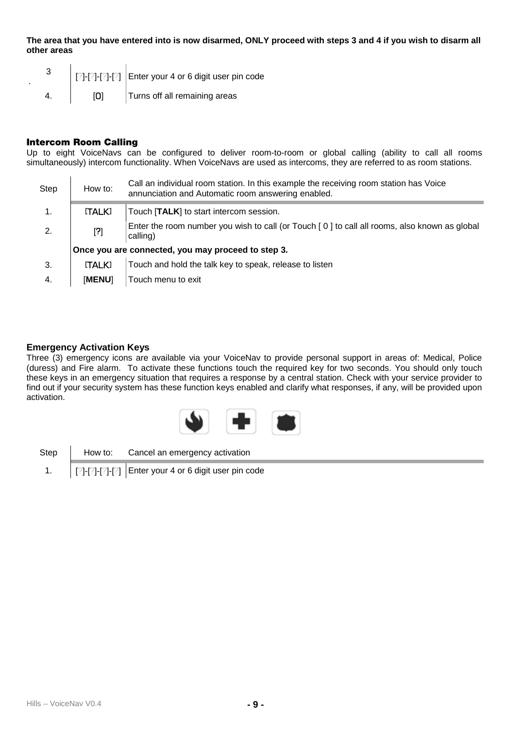**The area that you have entered into is now disarmed, ONLY proceed with steps 3 and 4 if you wish to disarm all other areas**

| | | |
|---|---|---|
| 3. | [?]-[?]-[?]-[?] | Enter your 4 or 6 digit user pin code |
| 4. | [0] | Turns off all remaining areas |

## Intercom Room Calling

Up to eight VoiceNavs can be configured to deliver room-to-room or global calling (ability to call all rooms simultaneously) intercom functionality. When VoiceNavs are used as intercoms, they are referred to as room stations.

| Step | How to: | Call an individual room station. In this example the receiving room station has Voice annunciation and Automatic room answering enabled. |
|---|---|---|
| 1. | [TALK] | Touch [**TALK**] to start intercom session. |
| 2. | [?] | Enter the room number you wish to call (or Touch [ 0 ] to call all rooms, also known as global calling) |
| | **Once you are connected, you may proceed to step 3.** | |
| 3. | [TALK] | Touch and hold the talk key to speak, release to listen |
| 4. | [**MENU**] | Touch menu to exit |

## Emergency Activation Keys

Three (3) emergency icons are available via your VoiceNav to provide personal support in areas of: Medical, Police (duress) and Fire alarm. To activate these functions touch the required key for two seconds. You should only touch these keys in an emergency situation that requires a response by a central station. Check with your service provider to find out if your security system has these function keys enabled and clarify what responses, if any, will be provided upon activation.

| Step | How to: | Cancel an emergency activation |
|---|---|---|
| 1. | [?]-[?]-[?]-[?] | Enter your 4 or 6 digit user pin code |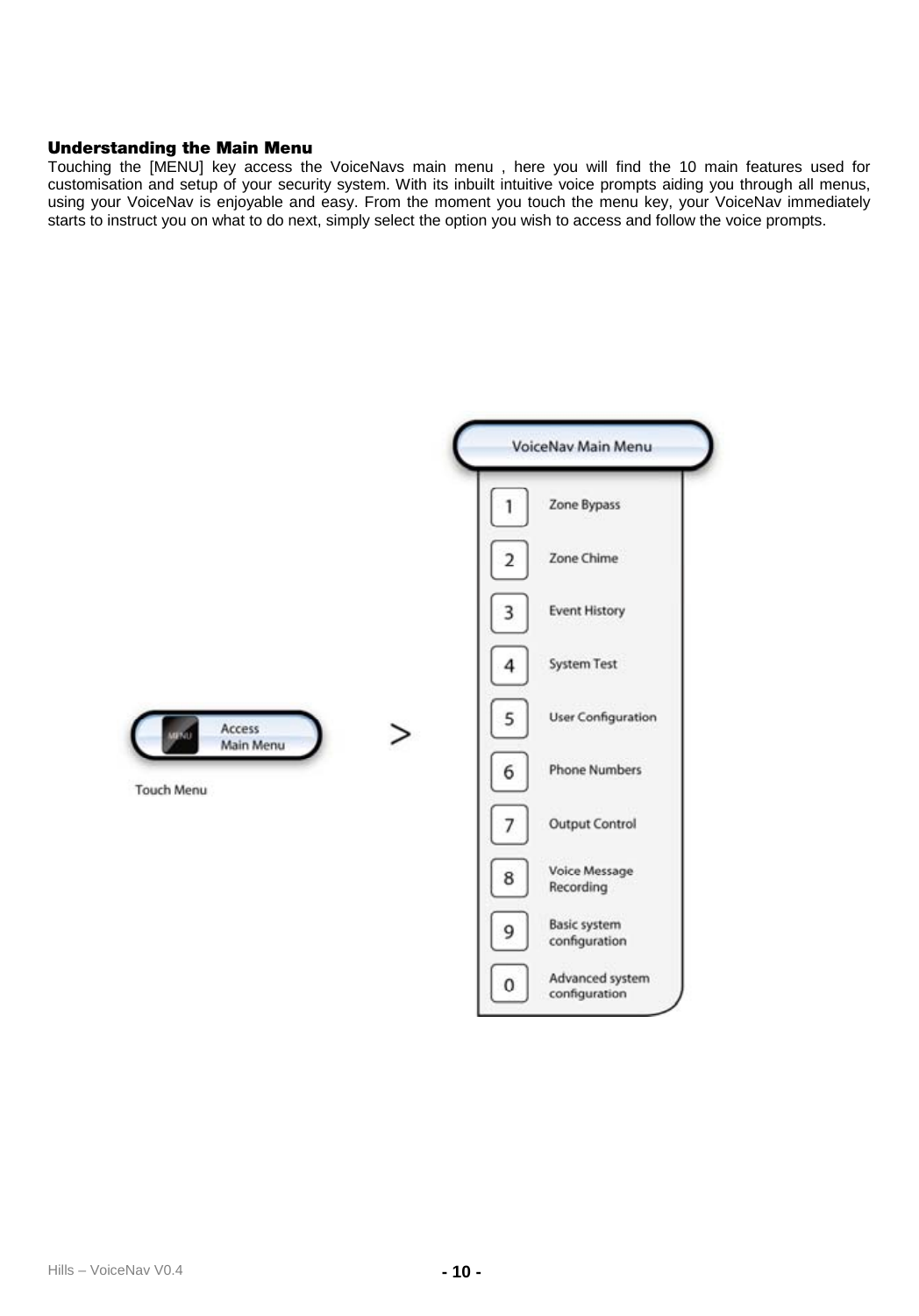## Understanding the Main Menu

Touching the [MENU] key access the VoiceNavs main menu , here you will find the 10 main features used for customisation and setup of your security system. With its inbuilt intuitive voice prompts aiding you through all menus, using your VoiceNav is enjoyable and easy. From the moment you touch the menu key, your VoiceNav immediately starts to instruct you on what to do next, simply select the option you wish to access and follow the voice prompts.

MENU Access Main Menu

Touch Menu

>

**VoiceNav Main Menu**

| Key | Option |
|---|---|
| 1 | Zone Bypass |
| 2 | Zone Chime |
| 3 | Event History |
| 4 | System Test |
| 5 | User Configuration |
| 6 | Phone Numbers |
| 7 | Output Control |
| 8 | Voice Message Recording |
| 9 | Basic system configuration |
| 0 | Advanced system configuration |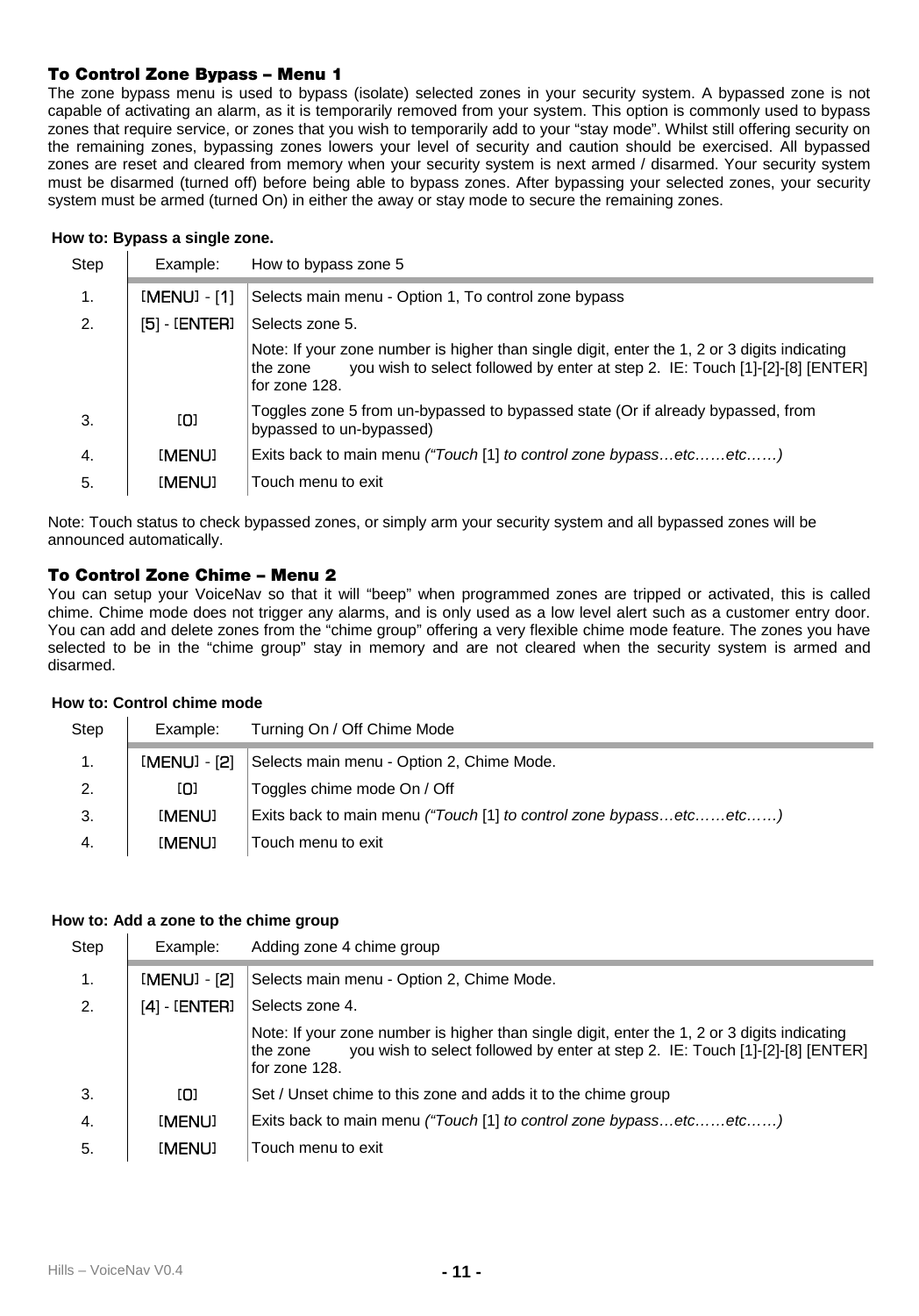## To Control Zone Bypass – Menu 1

The zone bypass menu is used to bypass (isolate) selected zones in your security system. A bypassed zone is not capable of activating an alarm, as it is temporarily removed from your system. This option is commonly used to bypass zones that require service, or zones that you wish to temporarily add to your "stay mode". Whilst still offering security on the remaining zones, bypassing zones lowers your level of security and caution should be exercised. All bypassed zones are reset and cleared from memory when your security system is next armed / disarmed. Your security system must be disarmed (turned off) before being able to bypass zones. After bypassing your selected zones, your security system must be armed (turned On) in either the away or stay mode to secure the remaining zones.

**How to: Bypass a single zone.**

| Step | Example: | How to bypass zone 5 |
|---|---|---|
| 1. | [MENU] - [1] | Selects main menu - Option 1, To control zone bypass |
| 2. | [5] - [ENTER] | Selects zone 5. |
| | | Note: If your zone number is higher than single digit, enter the 1, 2 or 3 digits indicating the zone you wish to select followed by enter at step 2. IE: Touch [1]-[2]-[8] [ENTER] for zone 128. |
| 3. | [0] | Toggles zone 5 from un-bypassed to bypassed state (Or if already bypassed, from bypassed to un-bypassed) |
| 4. | [MENU] | Exits back to main menu *("Touch* [1] *to control zone bypass…etc.…..etc.…..)* |
| 5. | [MENU] | Touch menu to exit |

Note: Touch status to check bypassed zones, or simply arm your security system and all bypassed zones will be announced automatically.

## To Control Zone Chime – Menu 2

You can setup your VoiceNav so that it will "beep" when programmed zones are tripped or activated, this is called chime. Chime mode does not trigger any alarms, and is only used as a low level alert such as a customer entry door. You can add and delete zones from the "chime group" offering a very flexible chime mode feature. The zones you have selected to be in the "chime group" stay in memory and are not cleared when the security system is armed and disarmed.

**How to: Control chime mode**

| Step | Example: | Turning On / Off Chime Mode |
|---|---|---|
| 1. | [MENU] - [2] | Selects main menu - Option 2, Chime Mode. |
| 2. | [0] | Toggles chime mode On / Off |
| 3. | [MENU] | Exits back to main menu *("Touch* [1] *to control zone bypass…etc.…..etc.…..)* |
| 4. | [MENU] | Touch menu to exit |

**How to: Add a zone to the chime group**

| Step | Example: | Adding zone 4 chime group |
|---|---|---|
| 1. | [MENU] - [2] | Selects main menu - Option 2, Chime Mode. |
| 2. | [4] - [ENTER] | Selects zone 4. |
| | | Note: If your zone number is higher than single digit, enter the 1, 2 or 3 digits indicating the zone you wish to select followed by enter at step 2. IE: Touch [1]-[2]-[8] [ENTER] for zone 128. |
| 3. | [0] | Set / Unset chime to this zone and adds it to the chime group |
| 4. | [MENU] | Exits back to main menu *("Touch* [1] *to control zone bypass…etc.…..etc.…..)* |
| 5. | [MENU] | Touch menu to exit |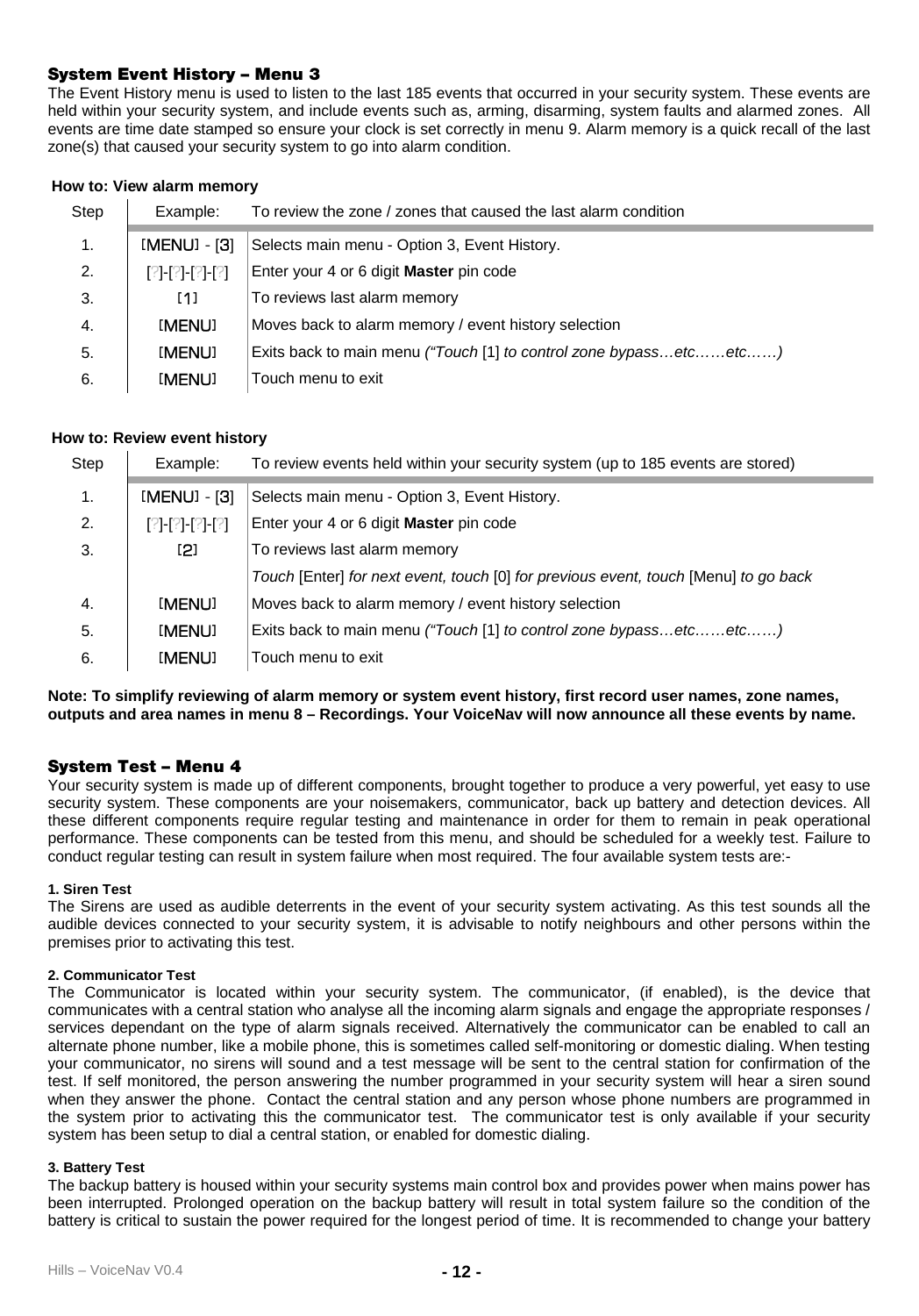## System Event History – Menu 3

The Event History menu is used to listen to the last 185 events that occurred in your security system. These events are held within your security system, and include events such as, arming, disarming, system faults and alarmed zones. All events are time date stamped so ensure your clock is set correctly in menu 9. Alarm memory is a quick recall of the last zone(s) that caused your security system to go into alarm condition.

**How to: View alarm memory**

| Step | Example: | To review the zone / zones that caused the last alarm condition |
|---|---|---|
| 1. | [MENU] - [3] | Selects main menu - Option 3, Event History. |
| 2. | [?]-[?]-[?]-[?] | Enter your 4 or 6 digit **Master** pin code |
| 3. | [1] | To reviews last alarm memory |
| 4. | [MENU] | Moves back to alarm memory / event history selection |
| 5. | [MENU] | Exits back to main menu *("Touch* [1] *to control zone bypass…etc……etc.…..)* |
| 6. | [MENU] | Touch menu to exit |

**How to: Review event history**

| Step | Example: | To review events held within your security system (up to 185 events are stored) |
|---|---|---|
| 1. | [MENU] - [3] | Selects main menu - Option 3, Event History. |
| 2. | [?]-[?]-[?]-[?] | Enter your 4 or 6 digit **Master** pin code |
| 3. | [2] | To reviews last alarm memory |
| | | *Touch* [Enter] *for next event, touch* [0] *for previous event, touch* [Menu] *to go back* |
| 4. | [MENU] | Moves back to alarm memory / event history selection |
| 5. | [MENU] | Exits back to main menu *("Touch* [1] *to control zone bypass…etc……etc.…..)* |
| 6. | [MENU] | Touch menu to exit |

**Note: To simplify reviewing of alarm memory or system event history, first record user names, zone names, outputs and area names in menu 8 – Recordings. Your VoiceNav will now announce all these events by name.**

## System Test – Menu 4

Your security system is made up of different components, brought together to produce a very powerful, yet easy to use security system. These components are your noisemakers, communicator, back up battery and detection devices. All these different components require regular testing and maintenance in order for them to remain in peak operational performance. These components can be tested from this menu, and should be scheduled for a weekly test. Failure to conduct regular testing can result in system failure when most required. The four available system tests are:-

**1. Siren Test**

The Sirens are used as audible deterrents in the event of your security system activating. As this test sounds all the audible devices connected to your security system, it is advisable to notify neighbours and other persons within the premises prior to activating this test.

**2. Communicator Test**

The Communicator is located within your security system. The communicator, (if enabled), is the device that communicates with a central station who analyse all the incoming alarm signals and engage the appropriate responses / services dependant on the type of alarm signals received. Alternatively the communicator can be enabled to call an alternate phone number, like a mobile phone, this is sometimes called self-monitoring or domestic dialing. When testing your communicator, no sirens will sound and a test message will be sent to the central station for confirmation of the test. If self monitored, the person answering the number programmed in your security system will hear a siren sound when they answer the phone. Contact the central station and any person whose phone numbers are programmed in the system prior to activating this the communicator test. The communicator test is only available if your security system has been setup to dial a central station, or enabled for domestic dialing.

**3. Battery Test**

The backup battery is housed within your security systems main control box and provides power when mains power has been interrupted. Prolonged operation on the backup battery will result in total system failure so the condition of the battery is critical to sustain the power required for the longest period of time. It is recommended to change your battery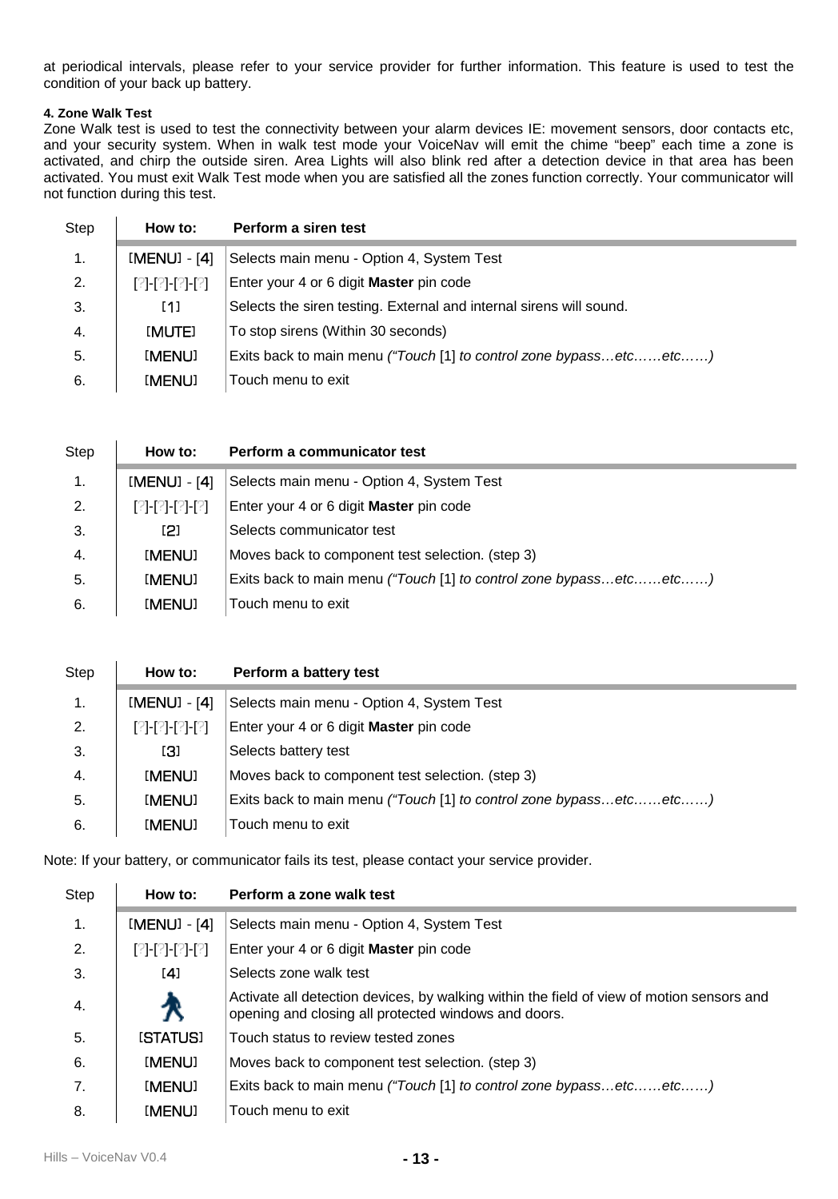at periodical intervals, please refer to your service provider for further information. This feature is used to test the condition of your back up battery.

**4. Zone Walk Test**

Zone Walk test is used to test the connectivity between your alarm devices IE: movement sensors, door contacts etc, and your security system. When in walk test mode your VoiceNav will emit the chime "beep" each time a zone is activated, and chirp the outside siren. Area Lights will also blink red after a detection device in that area has been activated. You must exit Walk Test mode when you are satisfied all the zones function correctly. Your communicator will not function during this test.

| Step | How to: | Perform a siren test |
|---|---|---|
| 1. | [MENU] - [4] | Selects main menu - Option 4, System Test |
| 2. | [?]-[?]-[?]-[?] | Enter your 4 or 6 digit **Master** pin code |
| 3. | [1] | Selects the siren testing. External and internal sirens will sound. |
| 4. | [MUTE] | To stop sirens (Within 30 seconds) |
| 5. | [MENU] | Exits back to main menu *("Touch* [1] *to control zone bypass…etc……etc……)* |
| 6. | [MENU] | Touch menu to exit |

| Step | How to: | Perform a communicator test |
|---|---|---|
| 1. | [MENU] - [4] | Selects main menu - Option 4, System Test |
| 2. | [?]-[?]-[?]-[?] | Enter your 4 or 6 digit **Master** pin code |
| 3. | [2] | Selects communicator test |
| 4. | [MENU] | Moves back to component test selection. (step 3) |
| 5. | [MENU] | Exits back to main menu *("Touch* [1] *to control zone bypass…etc……etc……)* |
| 6. | [MENU] | Touch menu to exit |

| Step | How to: | Perform a battery test |
|---|---|---|
| 1. | [MENU] - [4] | Selects main menu - Option 4, System Test |
| 2. | [?]-[?]-[?]-[?] | Enter your 4 or 6 digit **Master** pin code |
| 3. | [3] | Selects battery test |
| 4. | [MENU] | Moves back to component test selection. (step 3) |
| 5. | [MENU] | Exits back to main menu *("Touch* [1] *to control zone bypass…etc……etc……)* |
| 6. | [MENU] | Touch menu to exit |

Note: If your battery, or communicator fails its test, please contact your service provider.

| Step | How to: | Perform a zone walk test |
|---|---|---|
| 1. | [MENU] - [4] | Selects main menu - Option 4, System Test |
| 2. | [?]-[?]-[?]-[?] | Enter your 4 or 6 digit **Master** pin code |
| 3. | [4] | Selects zone walk test |
| 4. | | Activate all detection devices, by walking within the field of view of motion sensors and opening and closing all protected windows and doors. |
| 5. | [STATUS] | Touch status to review tested zones |
| 6. | [MENU] | Moves back to component test selection. (step 3) |
| 7. | [MENU] | Exits back to main menu *("Touch* [1] *to control zone bypass…etc……etc……)* |
| 8. | [MENU] | Touch menu to exit |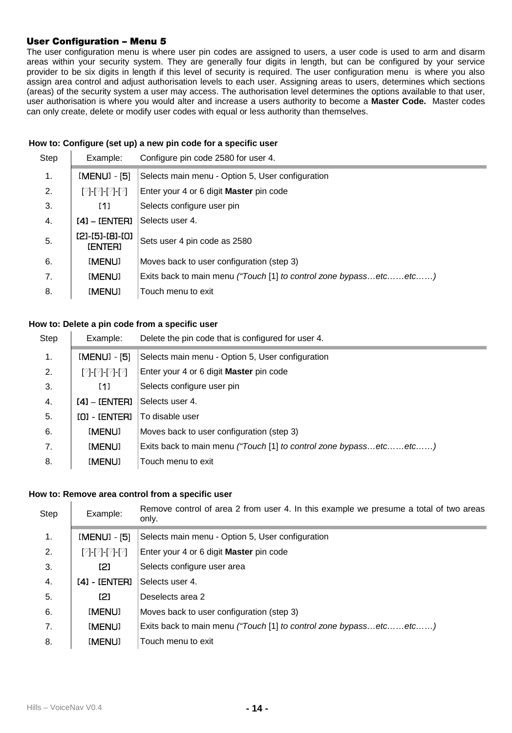## User Configuration – Menu 5

The user configuration menu is where user pin codes are assigned to users, a user code is used to arm and disarm areas within your security system. They are generally four digits in length, but can be configured by your service provider to be six digits in length if this level of security is required. The user configuration menu is where you also assign area control and adjust authorisation levels to each user. Assigning areas to users, determines which sections (areas) of the security system a user may access. The authorisation level determines the options available to that user, user authorisation is where you would alter and increase a users authority to become a **Master Code.** Master codes can only create, delete or modify user codes with equal or less authority than themselves.

**How to: Configure (set up) a new pin code for a specific user**

| Step | Example: | Configure pin code 2580 for user 4. |
|---|---|---|
| 1. | [MENU] - [5] | Selects main menu - Option 5, User configuration |
| 2. | [?]-[?]-[?]-[?] | Enter your 4 or 6 digit **Master** pin code |
| 3. | [1] | Selects configure user pin |
| 4. | [4] – [ENTER] | Selects user 4. |
| 5. | [2]-[5]-[8]-[0] [ENTER] | Sets user 4 pin code as 2580 |
| 6. | [MENU] | Moves back to user configuration (step 3) |
| 7. | [MENU] | Exits back to main menu *("Touch* [1] *to control zone bypass…etc……etc……)* |
| 8. | [MENU] | Touch menu to exit |

**How to: Delete a pin code from a specific user**

| Step | Example: | Delete the pin code that is configured for user 4. |
|---|---|---|
| 1. | [MENU] - [5] | Selects main menu - Option 5, User configuration |
| 2. | [?]-[?]-[?]-[?] | Enter your 4 or 6 digit **Master** pin code |
| 3. | [1] | Selects configure user pin |
| 4. | [4] – [ENTER] | Selects user 4. |
| 5. | [0] - [ENTER] | To disable user |
| 6. | [MENU] | Moves back to user configuration (step 3) |
| 7. | [MENU] | Exits back to main menu *("Touch* [1] *to control zone bypass…etc……etc……)* |
| 8. | [MENU] | Touch menu to exit |

**How to: Remove area control from a specific user**

| Step | Example: | Remove control of area 2 from user 4. In this example we presume a total of two areas only. |
|---|---|---|
| 1. | [MENU] - [5] | Selects main menu - Option 5, User configuration |
| 2. | [?]-[?]-[?]-[?] | Enter your 4 or 6 digit **Master** pin code |
| 3. | [2] | Selects configure user area |
| 4. | [4] - [ENTER] | Selects user 4. |
| 5. | [2] | Deselects area 2 |
| 6. | [MENU] | Moves back to user configuration (step 3) |
| 7. | [MENU] | Exits back to main menu *("Touch* [1] *to control zone bypass…etc……etc……)* |
| 8. | [MENU] | Touch menu to exit |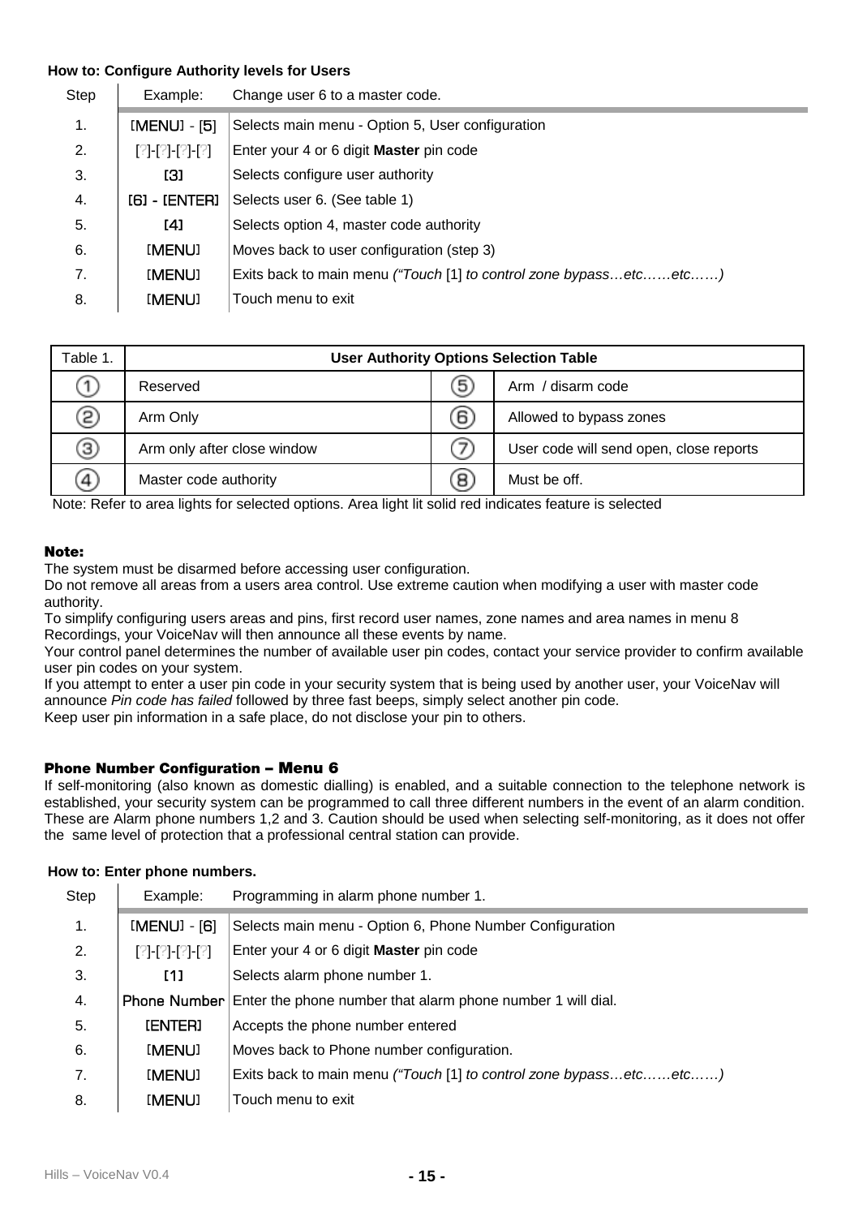**How to: Configure Authority levels for Users**

| Step | Example: | Change user 6 to a master code. |
|---|---|---|
| 1. | [MENU] - [5] | Selects main menu - Option 5, User configuration |
| 2. | [?]-[?]-[?]-[?] | Enter your 4 or 6 digit **Master** pin code |
| 3. | [3] | Selects configure user authority |
| 4. | [6] - [ENTER] | Selects user 6. (See table 1) |
| 5. | [4] | Selects option 4, master code authority |
| 6. | [MENU] | Moves back to user configuration (step 3) |
| 7. | [MENU] | Exits back to main menu *("Touch* [1] *to control zone bypass…etc……etc……)* |
| 8. | [MENU] | Touch menu to exit |

| Table 1. | **User Authority Options Selection Table** | | |
|---|---|---|---|
| ① | Reserved | ⑤ | Arm / disarm code |
| ② | Arm Only | ⑥ | Allowed to bypass zones |
| ③ | Arm only after close window | ⑦ | User code will send open, close reports |
| ④ | Master code authority | ⑧ | Must be off. |

Note: Refer to area lights for selected options. Area light lit solid red indicates feature is selected

**Note:**

The system must be disarmed before accessing user configuration.

Do not remove all areas from a users area control. Use extreme caution when modifying a user with master code authority.

To simplify configuring users areas and pins, first record user names, zone names and area names in menu 8 Recordings, your VoiceNav will then announce all these events by name.

Your control panel determines the number of available user pin codes, contact your service provider to confirm available user pin codes on your system.

If you attempt to enter a user pin code in your security system that is being used by another user, your VoiceNav will announce *Pin code has failed* followed by three fast beeps, simply select another pin code.

Keep user pin information in a safe place, do not disclose your pin to others.

## Phone Number Configuration – Menu 6

If self-monitoring (also known as domestic dialling) is enabled, and a suitable connection to the telephone network is established, your security system can be programmed to call three different numbers in the event of an alarm condition. These are Alarm phone numbers 1,2 and 3. Caution should be used when selecting self-monitoring, as it does not offer the same level of protection that a professional central station can provide.

**How to: Enter phone numbers.**

| Step | Example: | Programming in alarm phone number 1. |
|---|---|---|
| 1. | [MENU] - [6] | Selects main menu - Option 6, Phone Number Configuration |
| 2. | [?]-[?]-[?]-[?] | Enter your 4 or 6 digit **Master** pin code |
| 3. | [1] | Selects alarm phone number 1. |
| 4. | Phone Number | Enter the phone number that alarm phone number 1 will dial. |
| 5. | [ENTER] | Accepts the phone number entered |
| 6. | [MENU] | Moves back to Phone number configuration. |
| 7. | [MENU] | Exits back to main menu *("Touch* [1] *to control zone bypass…etc……etc……)* |
| 8. | [MENU] | Touch menu to exit |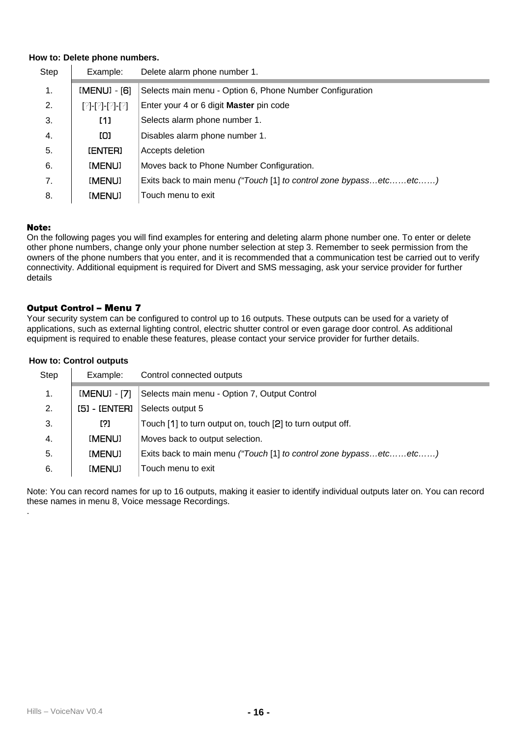**How to: Delete phone numbers.**

| Step | Example: | Delete alarm phone number 1. |
|---|---|---|
| 1. | [MENU] - [6] | Selects main menu - Option 6, Phone Number Configuration |
| 2. | [?]-[?]-[?]-[?] | Enter your 4 or 6 digit **Master** pin code |
| 3. | [1] | Selects alarm phone number 1. |
| 4. | [0] | Disables alarm phone number 1. |
| 5. | [ENTER] | Accepts deletion |
| 6. | [MENU] | Moves back to Phone Number Configuration. |
| 7. | [MENU] | Exits back to main menu *("Touch* [1] *to control zone bypass…etc……etc……)* |
| 8. | [MENU] | Touch menu to exit |

**Note:**

On the following pages you will find examples for entering and deleting alarm phone number one. To enter or delete other phone numbers, change only your phone number selection at step 3. Remember to seek permission from the owners of the phone numbers that you enter, and it is recommended that a communication test be carried out to verify connectivity. Additional equipment is required for Divert and SMS messaging, ask your service provider for further details

## Output Control – Menu 7

Your security system can be configured to control up to 16 outputs. These outputs can be used for a variety of applications, such as external lighting control, electric shutter control or even garage door control. As additional equipment is required to enable these features, please contact your service provider for further details.

**How to: Control outputs**

| Step | Example: | Control connected outputs |
|---|---|---|
| 1. | [MENU] - [7] | Selects main menu - Option 7, Output Control |
| 2. | [5] - [ENTER] | Selects output 5 |
| 3. | [?] | Touch [1] to turn output on, touch [2] to turn output off. |
| 4. | [MENU] | Moves back to output selection. |
| 5. | [MENU] | Exits back to main menu *("Touch* [1] *to control zone bypass…etc……etc……)* |
| 6. | [MENU] | Touch menu to exit |

Note: You can record names for up to 16 outputs, making it easier to identify individual outputs later on. You can record these names in menu 8, Voice message Recordings.

.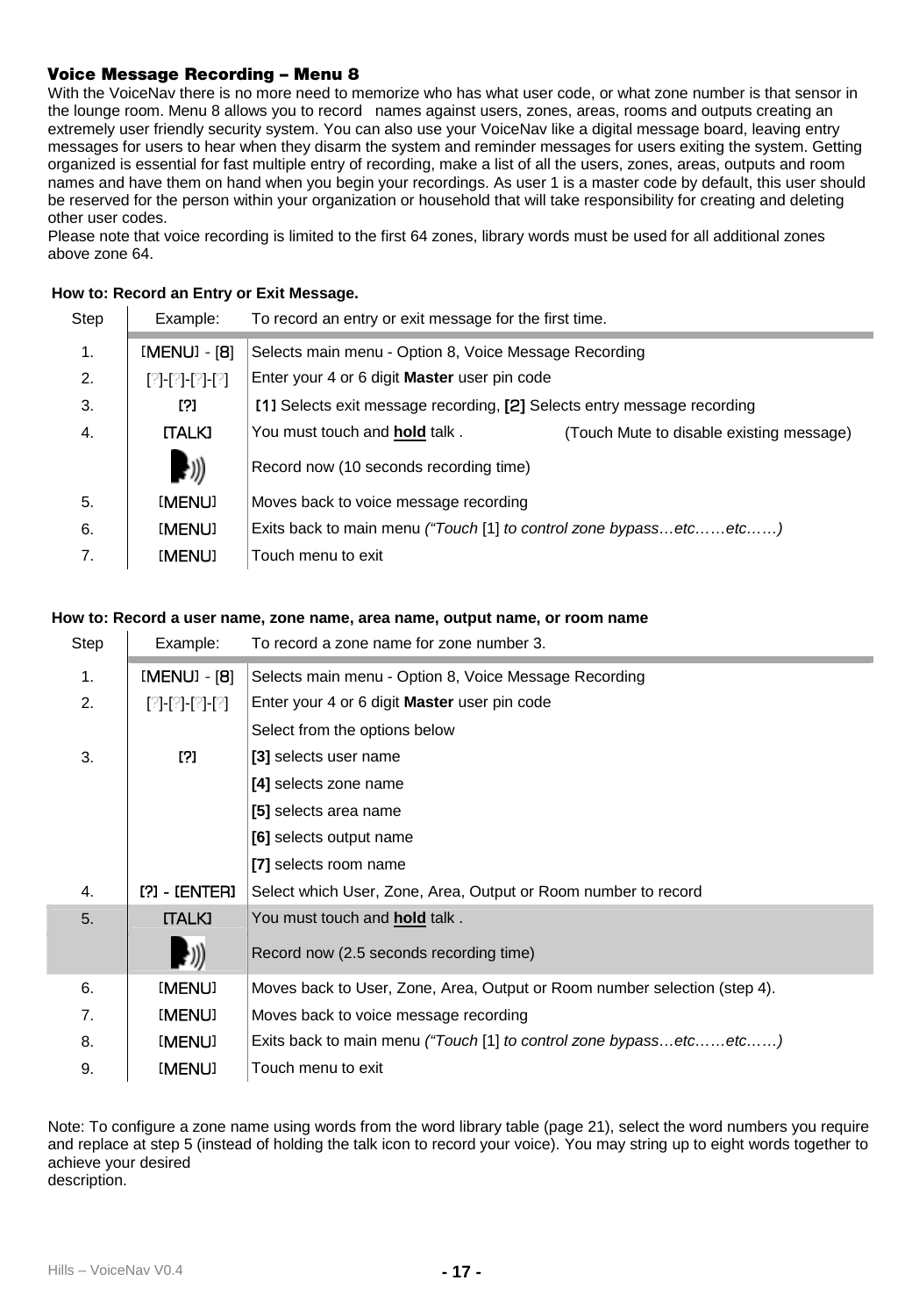### Voice Message Recording – Menu 8

With the VoiceNav there is no more need to memorize who has what user code, or what zone number is that sensor in the lounge room. Menu 8 allows you to record names against users, zones, areas, rooms and outputs creating an extremely user friendly security system. You can also use your VoiceNav like a digital message board, leaving entry messages for users to hear when they disarm the system and reminder messages for users exiting the system. Getting organized is essential for fast multiple entry of recording, make a list of all the users, zones, areas, outputs and room names and have them on hand when you begin your recordings. As user 1 is a master code by default, this user should be reserved for the person within your organization or household that will take responsibility for creating and deleting other user codes.

Please note that voice recording is limited to the first 64 zones, library words must be used for all additional zones above zone 64.

**How to: Record an Entry or Exit Message.**

| Step | Example: | To record an entry or exit message for the first time. |
|---|---|---|
| 1. | [MENU] - [8] | Selects main menu - Option 8, Voice Message Recording |
| 2. | [?]-[?]-[?]-[?] | Enter your 4 or 6 digit **Master** user pin code |
| 3. | [?] | [1] Selects exit message recording, **[2]** Selects entry message recording |
| 4. | [TALK] | You must touch and **hold** talk . (Touch Mute to disable existing message) |
| | | Record now (10 seconds recording time) |
| 5. | [MENU] | Moves back to voice message recording |
| 6. | [MENU] | Exits back to main menu *("Touch* [1] *to control zone bypass…etc……etc……)* |
| 7. | [MENU] | Touch menu to exit |

**How to: Record a user name, zone name, area name, output name, or room name**

| Step | Example: | To record a zone name for zone number 3. |
|---|---|---|
| 1. | [MENU] - [8] | Selects main menu - Option 8, Voice Message Recording |
| 2. | [?]-[?]-[?]-[?] | Enter your 4 or 6 digit **Master** user pin code |
| | | Select from the options below |
| 3. | [?] | **[3]** selects user name |
| | | **[4]** selects zone name |
| | | **[5]** selects area name |
| | | **[6]** selects output name |
| | | **[7]** selects room name |
| 4. | [?] - [ENTER] | Select which User, Zone, Area, Output or Room number to record |
| 5. | [TALK] | You must touch and **hold** talk . |
| | | Record now (2.5 seconds recording time) |
| 6. | [MENU] | Moves back to User, Zone, Area, Output or Room number selection (step 4). |
| 7. | [MENU] | Moves back to voice message recording |
| 8. | [MENU] | Exits back to main menu *("Touch* [1] *to control zone bypass…etc……etc……)* |
| 9. | [MENU] | Touch menu to exit |

Note: To configure a zone name using words from the word library table (page 21), select the word numbers you require and replace at step 5 (instead of holding the talk icon to record your voice). You may string up to eight words together to achieve your desired description.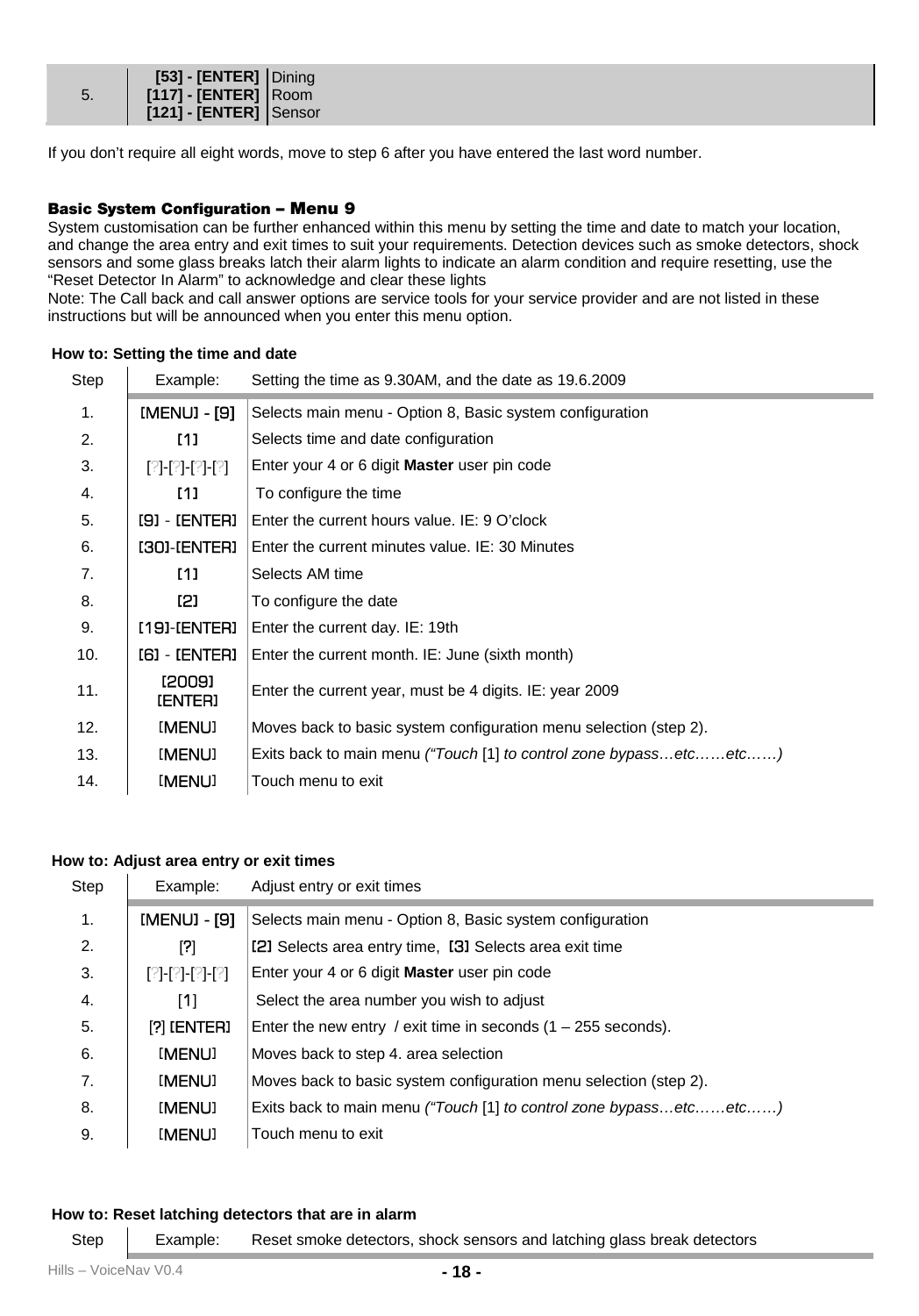| 5. | [53] - [ENTER]<br>[117] - [ENTER]<br>[121] - [ENTER] | Dining<br>Room<br>Sensor |
|---|---|---|

If you don't require all eight words, move to step 6 after you have entered the last word number.

### Basic System Configuration – Menu 9

System customisation can be further enhanced within this menu by setting the time and date to match your location, and change the area entry and exit times to suit your requirements. Detection devices such as smoke detectors, shock sensors and some glass breaks latch their alarm lights to indicate an alarm condition and require resetting, use the "Reset Detector In Alarm" to acknowledge and clear these lights

Note: The Call back and call answer options are service tools for your service provider and are not listed in these instructions but will be announced when you enter this menu option.

**How to: Setting the time and date**

| Step | Example: | Setting the time as 9.30AM, and the date as 19.6.2009 |
|---|---|---|
| 1. | [MENU] - [9] | Selects main menu - Option 8, Basic system configuration |
| 2. | [1] | Selects time and date configuration |
| 3. | [?]-[?]-[?]-[?] | Enter your 4 or 6 digit **Master** user pin code |
| 4. | [1] | To configure the time |
| 5. | [9] - [ENTER] | Enter the current hours value. IE: 9 O'clock |
| 6. | [30]-[ENTER] | Enter the current minutes value. IE: 30 Minutes |
| 7. | [1] | Selects AM time |
| 8. | [2] | To configure the date |
| 9. | [19]-[ENTER] | Enter the current day. IE: 19th |
| 10. | [6] - [ENTER] | Enter the current month. IE: June (sixth month) |
| 11. | [2009] [ENTER] | Enter the current year, must be 4 digits. IE: year 2009 |
| 12. | [MENU] | Moves back to basic system configuration menu selection (step 2). |
| 13. | [MENU] | Exits back to main menu *("Touch* [1] *to control zone bypass…etc……etc……)* |
| 14. | [MENU] | Touch menu to exit |

**How to: Adjust area entry or exit times**

| Step | Example: | Adjust entry or exit times |
|---|---|---|
| 1. | [MENU] - [9] | Selects main menu - Option 8, Basic system configuration |
| 2. | [?] | [2] Selects area entry time, [3] Selects area exit time |
| 3. | [?]-[?]-[?]-[?] | Enter your 4 or 6 digit **Master** user pin code |
| 4. | [1] | Select the area number you wish to adjust |
| 5. | [?] [ENTER] | Enter the new entry / exit time in seconds (1 – 255 seconds). |
| 6. | [MENU] | Moves back to step 4. area selection |
| 7. | [MENU] | Moves back to basic system configuration menu selection (step 2). |
| 8. | [MENU] | Exits back to main menu *("Touch* [1] *to control zone bypass…etc……etc……)* |
| 9. | [MENU] | Touch menu to exit |

**How to: Reset latching detectors that are in alarm**

| Step | Example: | Reset smoke detectors, shock sensors and latching glass break detectors |
|---|---|---|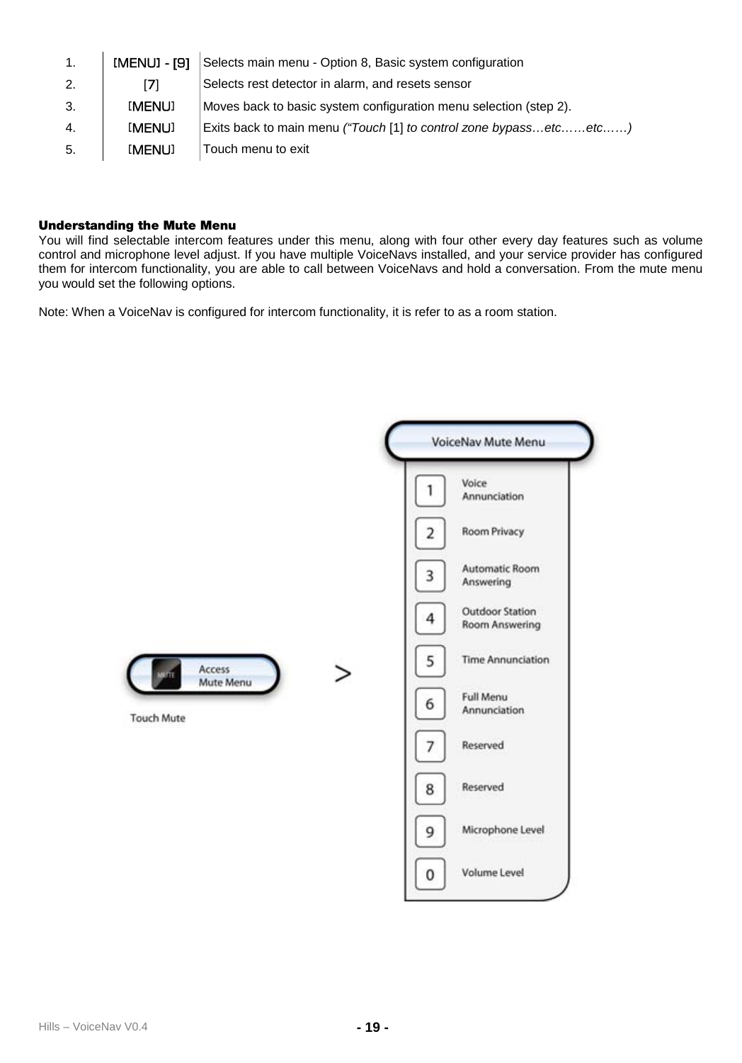| | | |
|---|---|---|
| 1. | [MENU] - [9] | Selects main menu - Option 8, Basic system configuration |
| 2. | [7] | Selects rest detector in alarm, and resets sensor |
| 3. | [MENU] | Moves back to basic system configuration menu selection (step 2). |
| 4. | [MENU] | Exits back to main menu *("Touch* [1] *to control zone bypass…etc……etc……)* |
| 5. | [MENU] | Touch menu to exit |

**Understanding the Mute Menu**

You will find selectable intercom features under this menu, along with four other every day features such as volume control and microphone level adjust. If you have multiple VoiceNavs installed, and your service provider has configured them for intercom functionality, you are able to call between VoiceNavs and hold a conversation. From the mute menu you would set the following options.

Note: When a VoiceNav is configured for intercom functionality, it is refer to as a room station.

Access Mute Menu

Touch Mute

>

VoiceNav Mute Menu

| | |
|---|---|
| 1 | Voice Annunciation |
| 2 | Room Privacy |
| 3 | Automatic Room Answering |
| 4 | Outdoor Station Room Answering |
| 5 | Time Annunciation |
| 6 | Full Menu Annunciation |
| 7 | Reserved |
| 8 | Reserved |
| 9 | Microphone Level |
| 0 | Volume Level |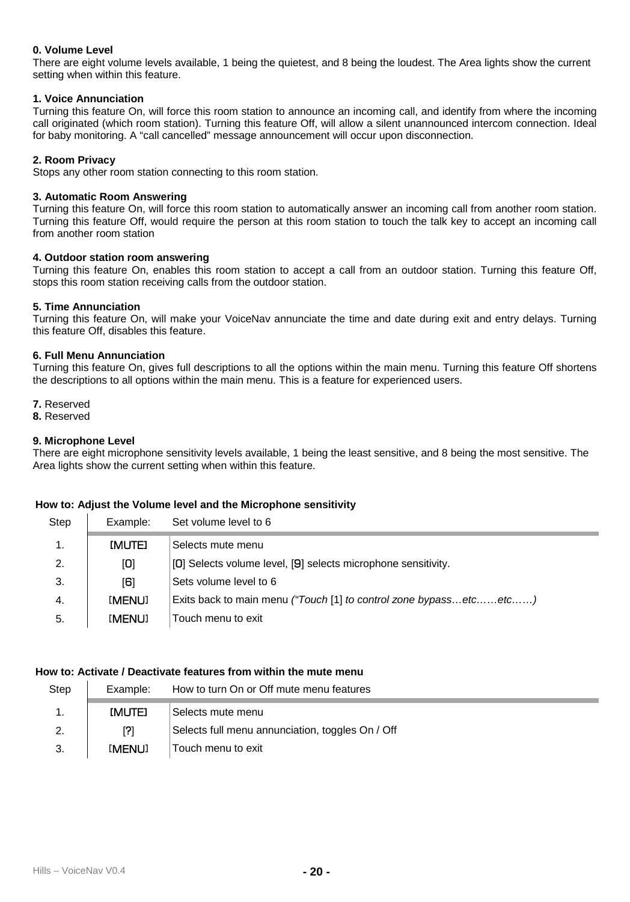**0. Volume Level**
There are eight volume levels available, 1 being the quietest, and 8 being the loudest. The Area lights show the current setting when within this feature.

**1. Voice Annunciation**
Turning this feature On, will force this room station to announce an incoming call, and identify from where the incoming call originated (which room station). Turning this feature Off, will allow a silent unannounced intercom connection. Ideal for baby monitoring. A "call cancelled" message announcement will occur upon disconnection.

**2. Room Privacy**
Stops any other room station connecting to this room station.

**3. Automatic Room Answering**
Turning this feature On, will force this room station to automatically answer an incoming call from another room station. Turning this feature Off, would require the person at this room station to touch the talk key to accept an incoming call from another room station

**4. Outdoor station room answering**
Turning this feature On, enables this room station to accept a call from an outdoor station. Turning this feature Off, stops this room station receiving calls from the outdoor station.

**5. Time Annunciation**
Turning this feature On, will make your VoiceNav annunciate the time and date during exit and entry delays. Turning this feature Off, disables this feature.

**6. Full Menu Annunciation**
Turning this feature On, gives full descriptions to all the options within the main menu. Turning this feature Off shortens the descriptions to all options within the main menu. This is a feature for experienced users.

**7.** Reserved
**8.** Reserved

**9. Microphone Level**
There are eight microphone sensitivity levels available, 1 being the least sensitive, and 8 being the most sensitive. The Area lights show the current setting when within this feature.

**How to: Adjust the Volume level and the Microphone sensitivity**

| Step | Example: | Set volume level to 6 |
|---|---|---|
| 1. | [MUTE] | Selects mute menu |
| 2. | [0] | [0] Selects volume level, [9] selects microphone sensitivity. |
| 3. | [6] | Sets volume level to 6 |
| 4. | [MENU] | Exits back to main menu *("Touch* [1] *to control zone bypass…etc……etc……)* |
| 5. | [MENU] | Touch menu to exit |

**How to: Activate / Deactivate features from within the mute menu**

| Step | Example: | How to turn On or Off mute menu features |
|---|---|---|
| 1. | [MUTE] | Selects mute menu |
| 2. | [7] | Selects full menu annunciation, toggles On / Off |
| 3. | [MENU] | Touch menu to exit |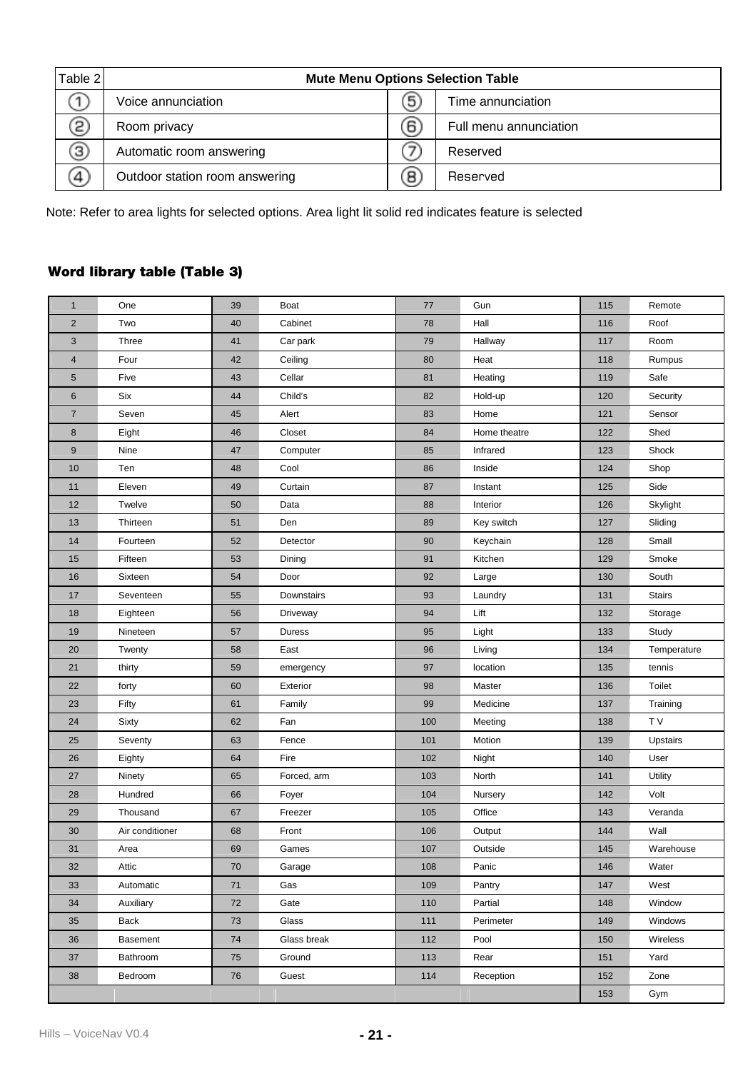| Table 2 | Mute Menu Options Selection Table | | |
|---|---|---|---|
| ① | Voice annunciation | ⑤ | Time annunciation |
| ② | Room privacy | ⑥ | Full menu annunciation |
| ③ | Automatic room answering | ⑦ | Reserved |
| ④ | Outdoor station room answering | ⑧ | Reserved |

Note: Refer to area lights for selected options. Area light lit solid red indicates feature is selected

## Word library table (Table 3)

| | | | | | | | |
|---|---|---|---|---|---|---|---|
| 1 | One | 39 | Boat | 77 | Gun | 115 | Remote |
| 2 | Two | 40 | Cabinet | 78 | Hall | 116 | Roof |
| 3 | Three | 41 | Car park | 79 | Hallway | 117 | Room |
| 4 | Four | 42 | Ceiling | 80 | Heat | 118 | Rumpus |
| 5 | Five | 43 | Cellar | 81 | Heating | 119 | Safe |
| 6 | Six | 44 | Child's | 82 | Hold-up | 120 | Security |
| 7 | Seven | 45 | Alert | 83 | Home | 121 | Sensor |
| 8 | Eight | 46 | Closet | 84 | Home theatre | 122 | Shed |
| 9 | Nine | 47 | Computer | 85 | Infrared | 123 | Shock |
| 10 | Ten | 48 | Cool | 86 | Inside | 124 | Shop |
| 11 | Eleven | 49 | Curtain | 87 | Instant | 125 | Side |
| 12 | Twelve | 50 | Data | 88 | Interior | 126 | Skylight |
| 13 | Thirteen | 51 | Den | 89 | Key switch | 127 | Sliding |
| 14 | Fourteen | 52 | Detector | 90 | Keychain | 128 | Small |
| 15 | Fifteen | 53 | Dining | 91 | Kitchen | 129 | Smoke |
| 16 | Sixteen | 54 | Door | 92 | Large | 130 | South |
| 17 | Seventeen | 55 | Downstairs | 93 | Laundry | 131 | Stairs |
| 18 | Eighteen | 56 | Driveway | 94 | Lift | 132 | Storage |
| 19 | Nineteen | 57 | Duress | 95 | Light | 133 | Study |
| 20 | Twenty | 58 | East | 96 | Living | 134 | Temperature |
| 21 | thirty | 59 | emergency | 97 | location | 135 | tennis |
| 22 | forty | 60 | Exterior | 98 | Master | 136 | Toilet |
| 23 | Fifty | 61 | Family | 99 | Medicine | 137 | Training |
| 24 | Sixty | 62 | Fan | 100 | Meeting | 138 | T V |
| 25 | Seventy | 63 | Fence | 101 | Motion | 139 | Upstairs |
| 26 | Eighty | 64 | Fire | 102 | Night | 140 | User |
| 27 | Ninety | 65 | Forced, arm | 103 | North | 141 | Utility |
| 28 | Hundred | 66 | Foyer | 104 | Nursery | 142 | Volt |
| 29 | Thousand | 67 | Freezer | 105 | Office | 143 | Veranda |
| 30 | Air conditioner | 68 | Front | 106 | Output | 144 | Wall |
| 31 | Area | 69 | Games | 107 | Outside | 145 | Warehouse |
| 32 | Attic | 70 | Garage | 108 | Panic | 146 | Water |
| 33 | Automatic | 71 | Gas | 109 | Pantry | 147 | West |
| 34 | Auxiliary | 72 | Gate | 110 | Partial | 148 | Window |
| 35 | Back | 73 | Glass | 111 | Perimeter | 149 | Windows |
| 36 | Basement | 74 | Glass break | 112 | Pool | 150 | Wireless |
| 37 | Bathroom | 75 | Ground | 113 | Rear | 151 | Yard |
| 38 | Bedroom | 76 | Guest | 114 | Reception | 152 | Zone |
| | | | | | | 153 | Gym |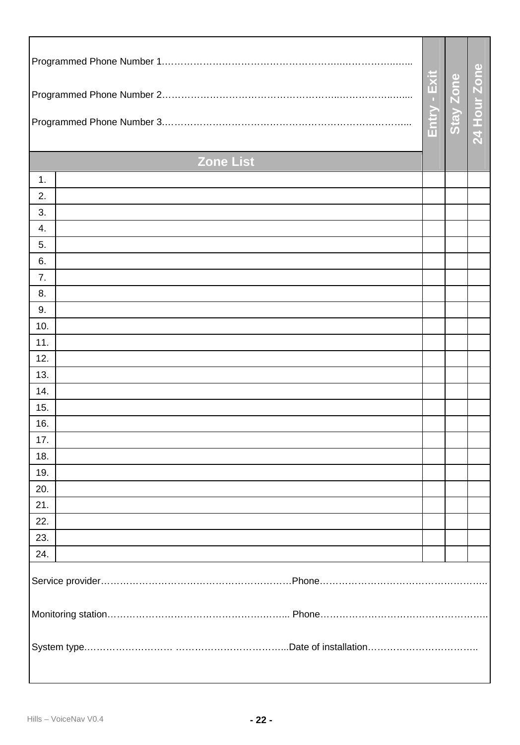Programmed Phone Number 1……………………………………………………..……………..…...

Programmed Phone Number 2……………………………………………………..…………..…....

Programmed Phone Number 3.…………………………………………………………………….....

| Zone List | | Entry - Exit | Stay Zone | 24 Hour Zone |
|---|---|---|---|---|
| 1. | | | | |
| 2. | | | | |
| 3. | | | | |
| 4. | | | | |
| 5. | | | | |
| 6. | | | | |
| 7. | | | | |
| 8. | | | | |
| 9. | | | | |
| 10. | | | | |
| 11. | | | | |
| 12. | | | | |
| 13. | | | | |
| 14. | | | | |
| 15. | | | | |
| 16. | | | | |
| 17. | | | | |
| 18. | | | | |
| 19. | | | | |
| 20. | | | | |
| 21. | | | | |
| 22. | | | | |
| 23. | | | | |
| 24. | | | | |

Service provider……………………………………………………….Phone……………………………………………..

Monitoring station………………………………………………….... Phone……………………………………………..

System type.………………………. ……………………………....Date of installation……………………………..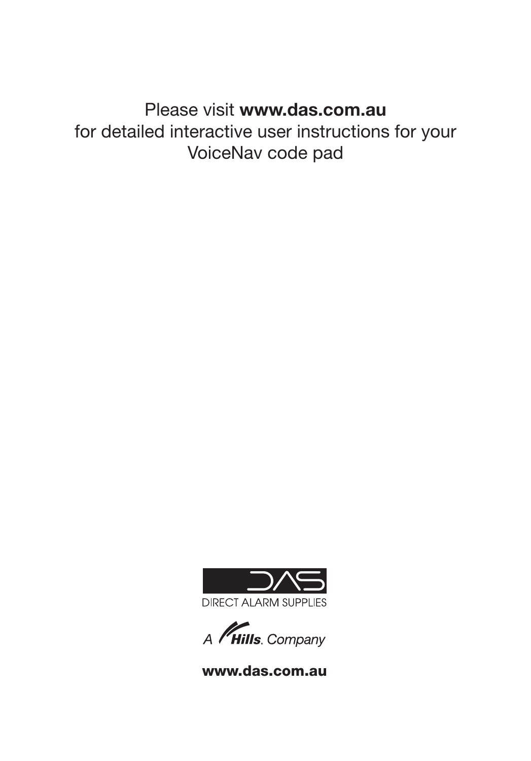Please visit **www.das.com.au**
for detailed interactive user instructions for your
VoiceNav code pad

DAS

DIRECT ALARM SUPPLIES

A *Hills*. Company

**www.das.com.au**